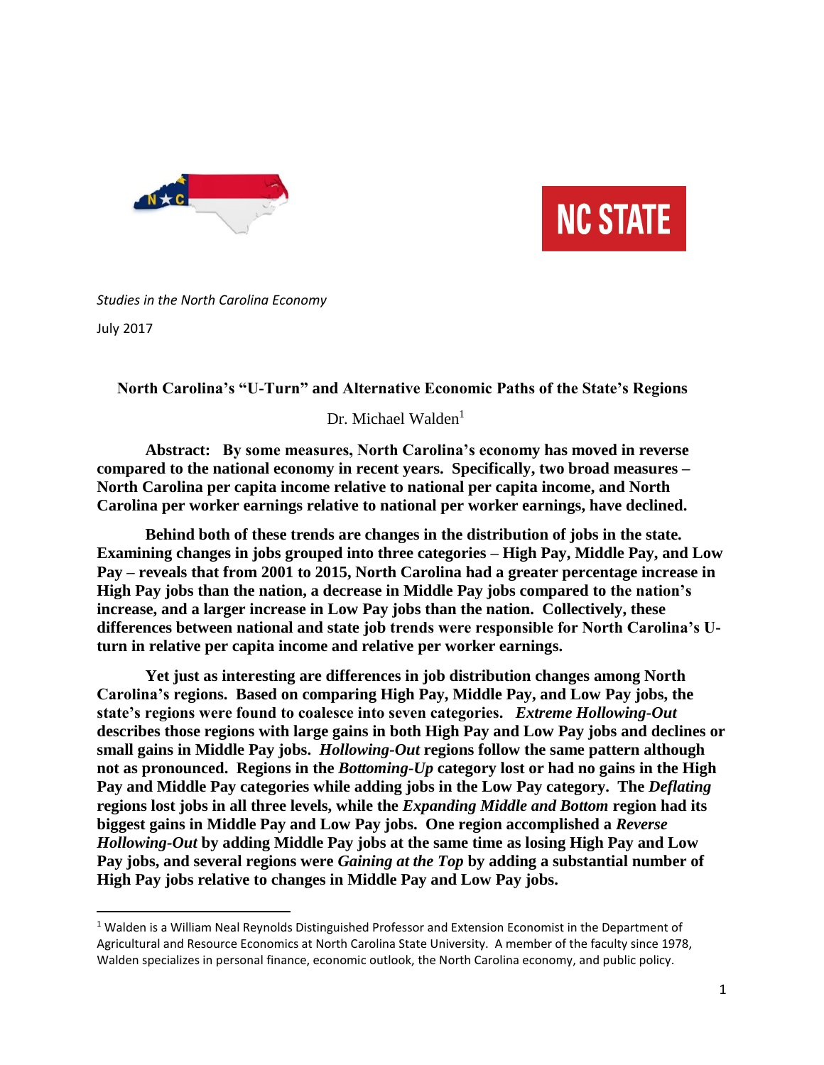*Studies in the North Carolina Economy*

July 2017

# North Carolina's "U-Turn" and Alternative Economic Paths of the State's Regions

Dr. Michael Walden[1]

**Abstract: By some measures, North Carolina's economy has moved in reverse compared to the national economy in recent years. Specifically, two broad measures – North Carolina per capita income relative to national per capita income, and North Carolina per worker earnings relative to national per worker earnings, have declined.**

**Behind both of these trends are changes in the distribution of jobs in the state. Examining changes in jobs grouped into three categories – High Pay, Middle Pay, and Low Pay – reveals that from 2001 to 2015, North Carolina had a greater percentage increase in High Pay jobs than the nation, a decrease in Middle Pay jobs compared to the nation's increase, and a larger increase in Low Pay jobs than the nation. Collectively, these differences between national and state job trends were responsible for North Carolina's U-turn in relative per capita income and relative per worker earnings.**

**Yet just as interesting are differences in job distribution changes among North Carolina's regions. Based on comparing High Pay, Middle Pay, and Low Pay jobs, the state's regions were found to coalesce into seven categories. *Extreme Hollowing-Out* describes those regions with large gains in both High Pay and Low Pay jobs and declines or small gains in Middle Pay jobs. *Hollowing-Out* regions follow the same pattern although not as pronounced. Regions in the *Bottoming-Up* category lost or had no gains in the High Pay and Middle Pay categories while adding jobs in the Low Pay category. The *Deflating* regions lost jobs in all three levels, while the *Expanding Middle and Bottom* region had its biggest gains in Middle Pay and Low Pay jobs. One region accomplished a *Reverse Hollowing-Out* by adding Middle Pay jobs at the same time as losing High Pay and Low Pay jobs, and several regions were *Gaining at the Top* by adding a substantial number of High Pay jobs relative to changes in Middle Pay and Low Pay jobs.**

---

[1] Walden is a William Neal Reynolds Distinguished Professor and Extension Economist in the Department of Agricultural and Resource Economics at North Carolina State University. A member of the faculty since 1978, Walden specializes in personal finance, economic outlook, the North Carolina economy, and public policy.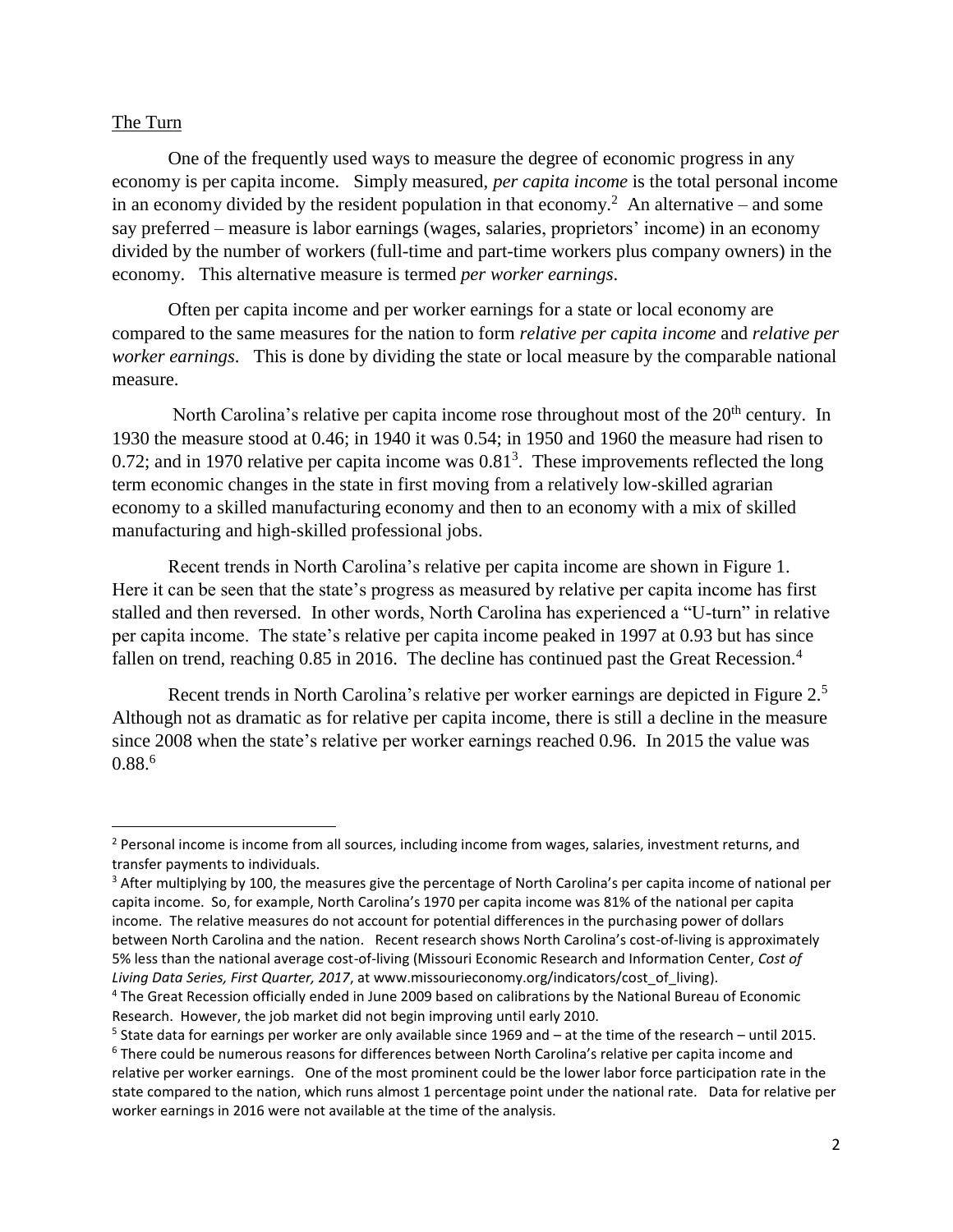## The Turn

One of the frequently used ways to measure the degree of economic progress in any economy is per capita income. Simply measured, *per capita income* is the total personal income in an economy divided by the resident population in that economy.[2] An alternative – and some say preferred – measure is labor earnings (wages, salaries, proprietors' income) in an economy divided by the number of workers (full-time and part-time workers plus company owners) in the economy. This alternative measure is termed *per worker earnings*.

Often per capita income and per worker earnings for a state or local economy are compared to the same measures for the nation to form *relative per capita income* and *relative per worker earnings*. This is done by dividing the state or local measure by the comparable national measure.

North Carolina's relative per capita income rose throughout most of the 20th century. In 1930 the measure stood at 0.46; in 1940 it was 0.54; in 1950 and 1960 the measure had risen to 0.72; and in 1970 relative per capita income was 0.81[3]. These improvements reflected the long term economic changes in the state in first moving from a relatively low-skilled agrarian economy to a skilled manufacturing economy and then to an economy with a mix of skilled manufacturing and high-skilled professional jobs.

Recent trends in North Carolina's relative per capita income are shown in Figure 1. Here it can be seen that the state's progress as measured by relative per capita income has first stalled and then reversed. In other words, North Carolina has experienced a "U-turn" in relative per capita income. The state's relative per capita income peaked in 1997 at 0.93 but has since fallen on trend, reaching 0.85 in 2016. The decline has continued past the Great Recession.[4]

Recent trends in North Carolina's relative per worker earnings are depicted in Figure 2.[5] Although not as dramatic as for relative per capita income, there is still a decline in the measure since 2008 when the state's relative per worker earnings reached 0.96. In 2015 the value was 0.88.[6]

---

[2] Personal income is income from all sources, including income from wages, salaries, investment returns, and transfer payments to individuals.

[3] After multiplying by 100, the measures give the percentage of North Carolina's per capita income of national per capita income. So, for example, North Carolina's 1970 per capita income was 81% of the national per capita income. The relative measures do not account for potential differences in the purchasing power of dollars between North Carolina and the nation. Recent research shows North Carolina's cost-of-living is approximately 5% less than the national average cost-of-living (Missouri Economic Research and Information Center, *Cost of Living Data Series, First Quarter, 2017*, at www.missourieconomy.org/indicators/cost_of_living).

[4] The Great Recession officially ended in June 2009 based on calibrations by the National Bureau of Economic Research. However, the job market did not begin improving until early 2010.

[5] State data for earnings per worker are only available since 1969 and – at the time of the research – until 2015.

[6] There could be numerous reasons for differences between North Carolina's relative per capita income and relative per worker earnings. One of the most prominent could be the lower labor force participation rate in the state compared to the nation, which runs almost 1 percentage point under the national rate. Data for relative per worker earnings in 2016 were not available at the time of the analysis.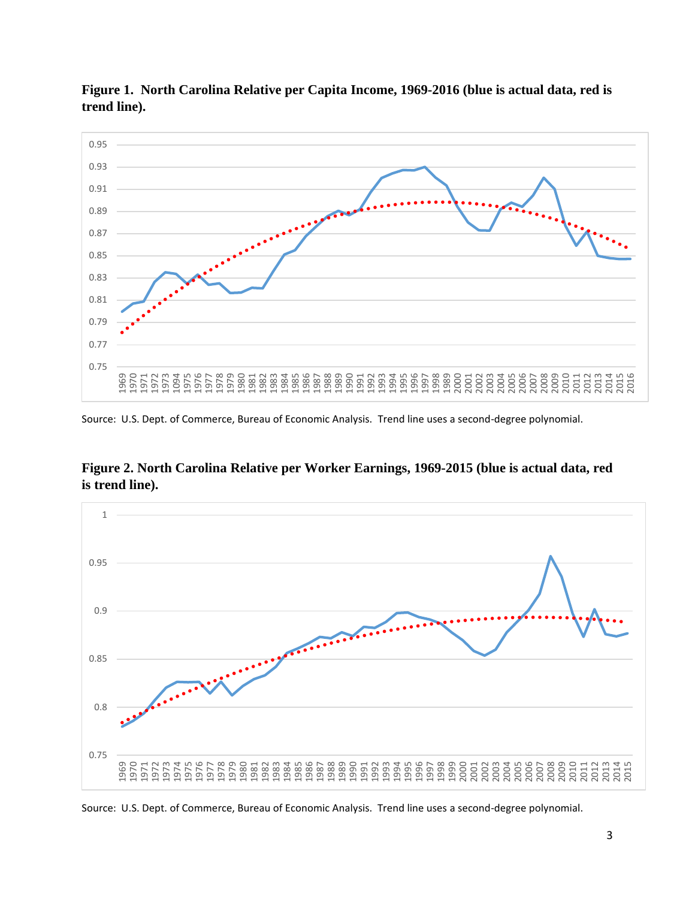**Figure 1. North Carolina Relative per Capita Income, 1969-2016 (blue is actual data, red is trend line).**

Source: U.S. Dept. of Commerce, Bureau of Economic Analysis. Trend line uses a second-degree polynomial.

**Figure 2. North Carolina Relative per Worker Earnings, 1969-2015 (blue is actual data, red is trend line).**

Source: U.S. Dept. of Commerce, Bureau of Economic Analysis. Trend line uses a second-degree polynomial.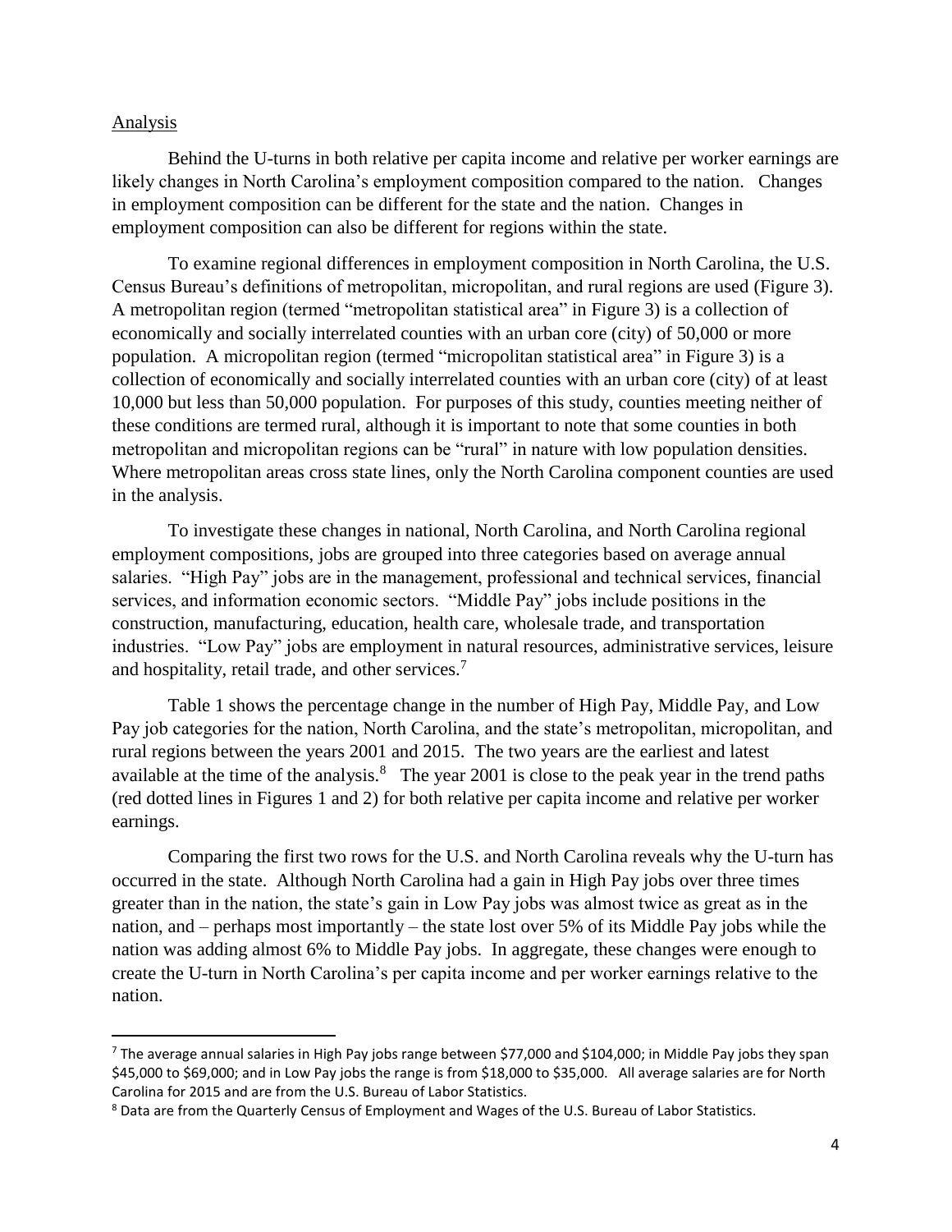## Analysis

Behind the U-turns in both relative per capita income and relative per worker earnings are likely changes in North Carolina's employment composition compared to the nation. Changes in employment composition can be different for the state and the nation. Changes in employment composition can also be different for regions within the state.

To examine regional differences in employment composition in North Carolina, the U.S. Census Bureau's definitions of metropolitan, micropolitan, and rural regions are used (Figure 3). A metropolitan region (termed "metropolitan statistical area" in Figure 3) is a collection of economically and socially interrelated counties with an urban core (city) of 50,000 or more population. A micropolitan region (termed "micropolitan statistical area" in Figure 3) is a collection of economically and socially interrelated counties with an urban core (city) of at least 10,000 but less than 50,000 population. For purposes of this study, counties meeting neither of these conditions are termed rural, although it is important to note that some counties in both metropolitan and micropolitan regions can be "rural" in nature with low population densities. Where metropolitan areas cross state lines, only the North Carolina component counties are used in the analysis.

To investigate these changes in national, North Carolina, and North Carolina regional employment compositions, jobs are grouped into three categories based on average annual salaries. "High Pay" jobs are in the management, professional and technical services, financial services, and information economic sectors. "Middle Pay" jobs include positions in the construction, manufacturing, education, health care, wholesale trade, and transportation industries. "Low Pay" jobs are employment in natural resources, administrative services, leisure and hospitality, retail trade, and other services.[7]

Table 1 shows the percentage change in the number of High Pay, Middle Pay, and Low Pay job categories for the nation, North Carolina, and the state's metropolitan, micropolitan, and rural regions between the years 2001 and 2015. The two years are the earliest and latest available at the time of the analysis.[8] The year 2001 is close to the peak year in the trend paths (red dotted lines in Figures 1 and 2) for both relative per capita income and relative per worker earnings.

Comparing the first two rows for the U.S. and North Carolina reveals why the U-turn has occurred in the state. Although North Carolina had a gain in High Pay jobs over three times greater than in the nation, the state's gain in Low Pay jobs was almost twice as great as in the nation, and – perhaps most importantly – the state lost over 5% of its Middle Pay jobs while the nation was adding almost 6% to Middle Pay jobs. In aggregate, these changes were enough to create the U-turn in North Carolina's per capita income and per worker earnings relative to the nation.

---

[7] The average annual salaries in High Pay jobs range between \$77,000 and \$104,000; in Middle Pay jobs they span \$45,000 to \$69,000; and in Low Pay jobs the range is from \$18,000 to \$35,000. All average salaries are for North Carolina for 2015 and are from the U.S. Bureau of Labor Statistics.

[8] Data are from the Quarterly Census of Employment and Wages of the U.S. Bureau of Labor Statistics.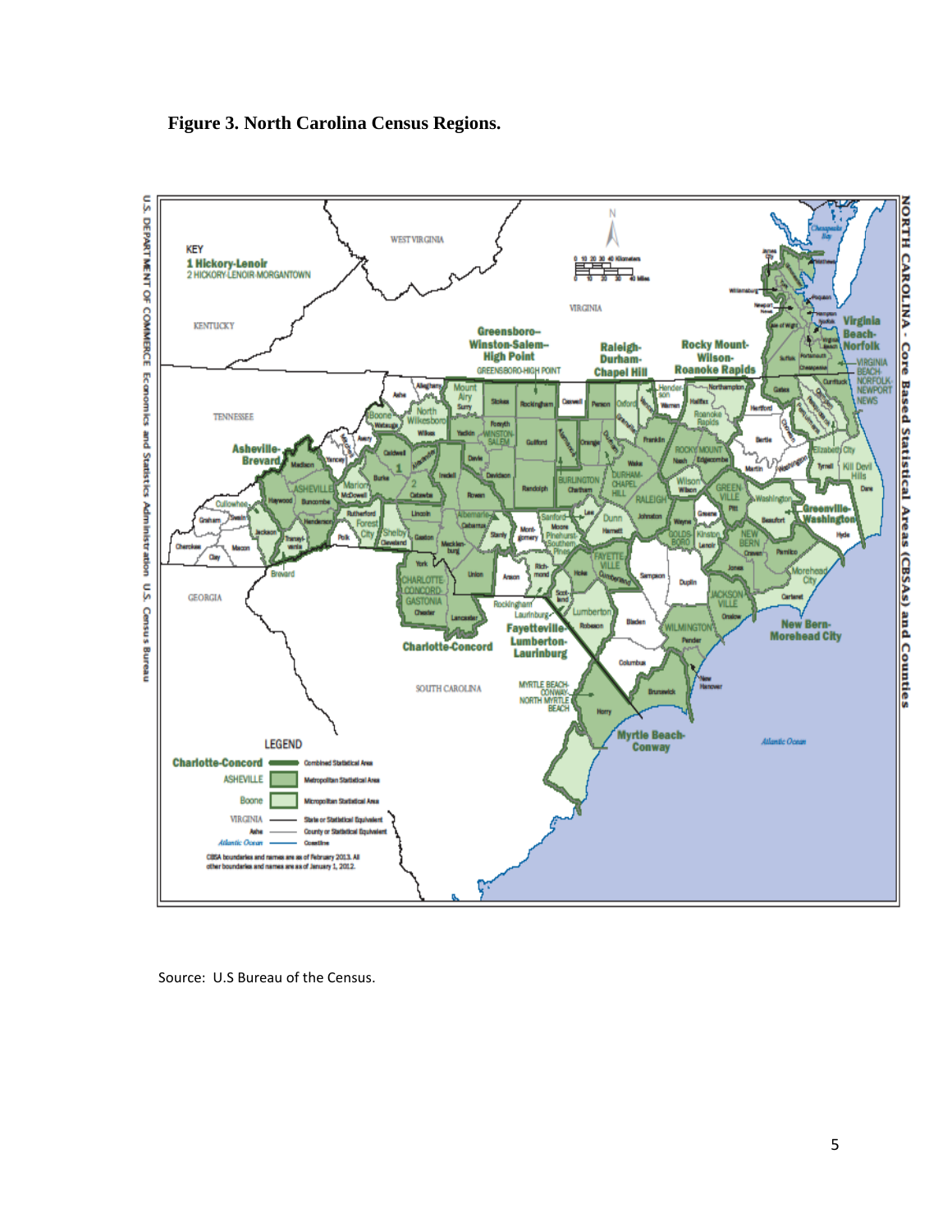**Figure 3. North Carolina Census Regions.**

Source: U.S Bureau of the Census.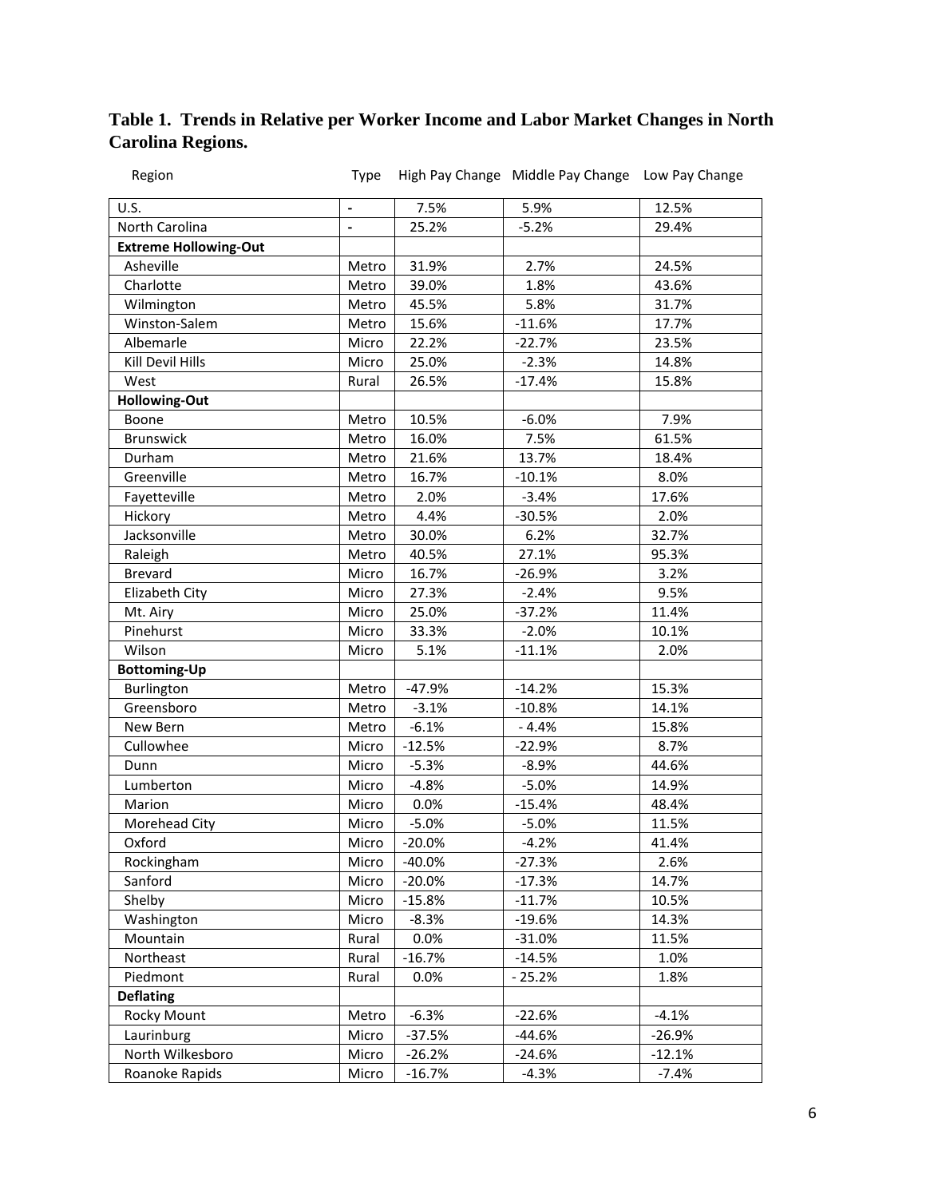**Table 1. Trends in Relative per Worker Income and Labor Market Changes in North Carolina Regions.**

| Region | Type | High Pay Change | Middle Pay Change | Low Pay Change |
|---|---|---|---|---|
| U.S. | - | 7.5% | 5.9% | 12.5% |
| North Carolina | - | 25.2% | -5.2% | 29.4% |
| **Extreme Hollowing-Out** | | | | |
| Asheville | Metro | 31.9% | 2.7% | 24.5% |
| Charlotte | Metro | 39.0% | 1.8% | 43.6% |
| Wilmington | Metro | 45.5% | 5.8% | 31.7% |
| Winston-Salem | Metro | 15.6% | -11.6% | 17.7% |
| Albemarle | Micro | 22.2% | -22.7% | 23.5% |
| Kill Devil Hills | Micro | 25.0% | -2.3% | 14.8% |
| West | Rural | 26.5% | -17.4% | 15.8% |
| **Hollowing-Out** | | | | |
| Boone | Metro | 10.5% | -6.0% | 7.9% |
| Brunswick | Metro | 16.0% | 7.5% | 61.5% |
| Durham | Metro | 21.6% | 13.7% | 18.4% |
| Greenville | Metro | 16.7% | -10.1% | 8.0% |
| Fayetteville | Metro | 2.0% | -3.4% | 17.6% |
| Hickory | Metro | 4.4% | -30.5% | 2.0% |
| Jacksonville | Metro | 30.0% | 6.2% | 32.7% |
| Raleigh | Metro | 40.5% | 27.1% | 95.3% |
| Brevard | Micro | 16.7% | -26.9% | 3.2% |
| Elizabeth City | Micro | 27.3% | -2.4% | 9.5% |
| Mt. Airy | Micro | 25.0% | -37.2% | 11.4% |
| Pinehurst | Micro | 33.3% | -2.0% | 10.1% |
| Wilson | Micro | 5.1% | -11.1% | 2.0% |
| **Bottoming-Up** | | | | |
| Burlington | Metro | -47.9% | -14.2% | 15.3% |
| Greensboro | Metro | -3.1% | -10.8% | 14.1% |
| New Bern | Metro | -6.1% | - 4.4% | 15.8% |
| Cullowhee | Micro | -12.5% | -22.9% | 8.7% |
| Dunn | Micro | -5.3% | -8.9% | 44.6% |
| Lumberton | Micro | -4.8% | -5.0% | 14.9% |
| Marion | Micro | 0.0% | -15.4% | 48.4% |
| Morehead City | Micro | -5.0% | -5.0% | 11.5% |
| Oxford | Micro | -20.0% | -4.2% | 41.4% |
| Rockingham | Micro | -40.0% | -27.3% | 2.6% |
| Sanford | Micro | -20.0% | -17.3% | 14.7% |
| Shelby | Micro | -15.8% | -11.7% | 10.5% |
| Washington | Micro | -8.3% | -19.6% | 14.3% |
| Mountain | Rural | 0.0% | -31.0% | 11.5% |
| Northeast | Rural | -16.7% | -14.5% | 1.0% |
| Piedmont | Rural | 0.0% | - 25.2% | 1.8% |
| **Deflating** | | | | |
| Rocky Mount | Metro | -6.3% | -22.6% | -4.1% |
| Laurinburg | Micro | -37.5% | -44.6% | -26.9% |
| North Wilkesboro | Micro | -26.2% | -24.6% | -12.1% |
| Roanoke Rapids | Micro | -16.7% | -4.3% | -7.4% |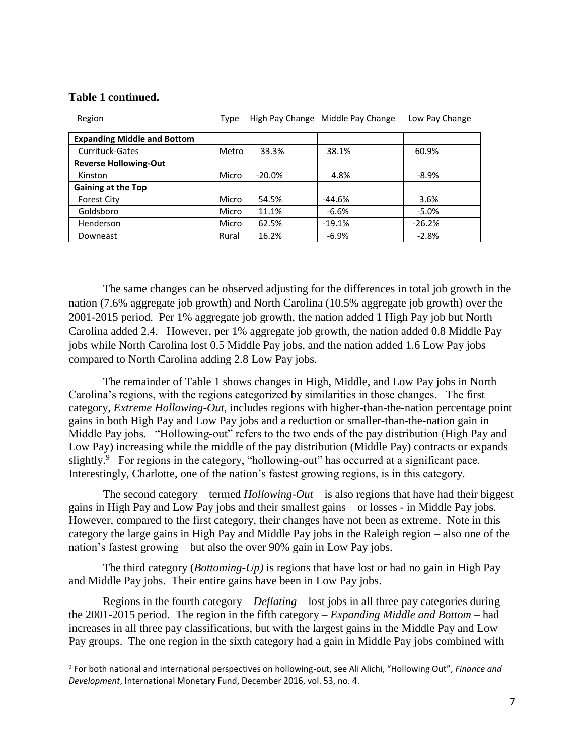**Table 1 continued.**

| Region | Type | High Pay Change | Middle Pay Change | Low Pay Change |
|---|---|---|---|---|
| **Expanding Middle and Bottom** | | | | |
| Currituck-Gates | Metro | 33.3% | 38.1% | 60.9% |
| **Reverse Hollowing-Out** | | | | |
| Kinston | Micro | -20.0% | 4.8% | -8.9% |
| **Gaining at the Top** | | | | |
| Forest City | Micro | 54.5% | -44.6% | 3.6% |
| Goldsboro | Micro | 11.1% | -6.6% | -5.0% |
| Henderson | Micro | 62.5% | -19.1% | -26.2% |
| Downeast | Rural | 16.2% | -6.9% | -2.8% |

The same changes can be observed adjusting for the differences in total job growth in the nation (7.6% aggregate job growth) and North Carolina (10.5% aggregate job growth) over the 2001-2015 period. Per 1% aggregate job growth, the nation added 1 High Pay job but North Carolina added 2.4. However, per 1% aggregate job growth, the nation added 0.8 Middle Pay jobs while North Carolina lost 0.5 Middle Pay jobs, and the nation added 1.6 Low Pay jobs compared to North Carolina adding 2.8 Low Pay jobs.

The remainder of Table 1 shows changes in High, Middle, and Low Pay jobs in North Carolina's regions, with the regions categorized by similarities in those changes. The first category, *Extreme Hollowing-Out*, includes regions with higher-than-the-nation percentage point gains in both High Pay and Low Pay jobs and a reduction or smaller-than-the-nation gain in Middle Pay jobs. "Hollowing-out" refers to the two ends of the pay distribution (High Pay and Low Pay) increasing while the middle of the pay distribution (Middle Pay) contracts or expands slightly.[9] For regions in the category, "hollowing-out" has occurred at a significant pace. Interestingly, Charlotte, one of the nation's fastest growing regions, is in this category.

The second category – termed *Hollowing-Out* – is also regions that have had their biggest gains in High Pay and Low Pay jobs and their smallest gains – or losses - in Middle Pay jobs. However, compared to the first category, their changes have not been as extreme. Note in this category the large gains in High Pay and Middle Pay jobs in the Raleigh region – also one of the nation's fastest growing – but also the over 90% gain in Low Pay jobs.

The third category (*Bottoming-Up)* is regions that have lost or had no gain in High Pay and Middle Pay jobs. Their entire gains have been in Low Pay jobs.

Regions in the fourth category – *Deflating* – lost jobs in all three pay categories during the 2001-2015 period. The region in the fifth category – *Expanding Middle and Bottom* – had increases in all three pay classifications, but with the largest gains in the Middle Pay and Low Pay groups. The one region in the sixth category had a gain in Middle Pay jobs combined with

[9] For both national and international perspectives on hollowing-out, see Ali Alichi, "Hollowing Out", *Finance and Development*, International Monetary Fund, December 2016, vol. 53, no. 4.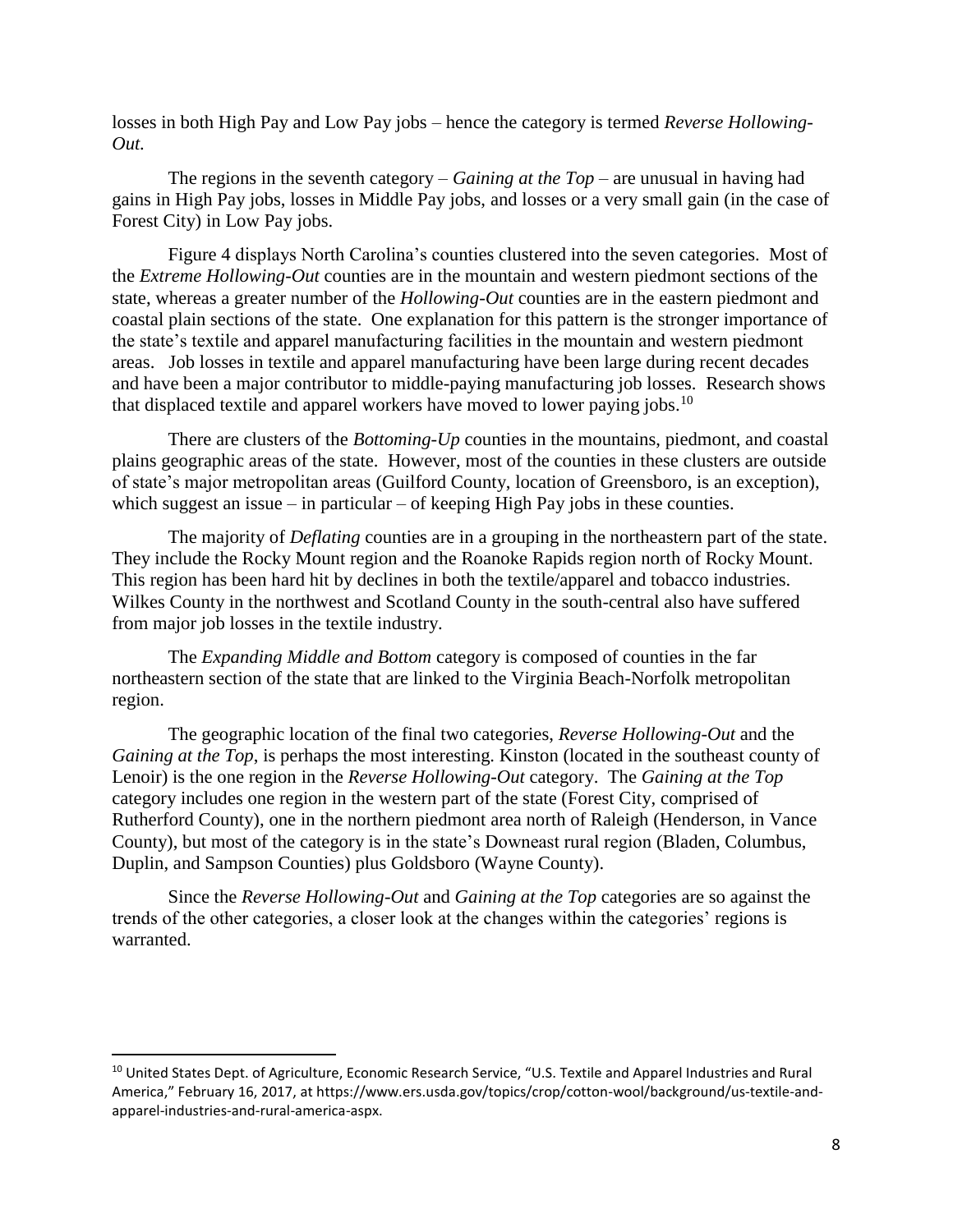losses in both High Pay and Low Pay jobs – hence the category is termed *Reverse Hollowing-Out.*

The regions in the seventh category – *Gaining at the Top* – are unusual in having had gains in High Pay jobs, losses in Middle Pay jobs, and losses or a very small gain (in the case of Forest City) in Low Pay jobs.

Figure 4 displays North Carolina's counties clustered into the seven categories. Most of the *Extreme Hollowing-Out* counties are in the mountain and western piedmont sections of the state, whereas a greater number of the *Hollowing-Out* counties are in the eastern piedmont and coastal plain sections of the state. One explanation for this pattern is the stronger importance of the state's textile and apparel manufacturing facilities in the mountain and western piedmont areas. Job losses in textile and apparel manufacturing have been large during recent decades and have been a major contributor to middle-paying manufacturing job losses. Research shows that displaced textile and apparel workers have moved to lower paying jobs.[10]

There are clusters of the *Bottoming-Up* counties in the mountains, piedmont, and coastal plains geographic areas of the state. However, most of the counties in these clusters are outside of state's major metropolitan areas (Guilford County, location of Greensboro, is an exception), which suggest an issue – in particular – of keeping High Pay jobs in these counties.

The majority of *Deflating* counties are in a grouping in the northeastern part of the state. They include the Rocky Mount region and the Roanoke Rapids region north of Rocky Mount. This region has been hard hit by declines in both the textile/apparel and tobacco industries. Wilkes County in the northwest and Scotland County in the south-central also have suffered from major job losses in the textile industry.

The *Expanding Middle and Bottom* category is composed of counties in the far northeastern section of the state that are linked to the Virginia Beach-Norfolk metropolitan region.

The geographic location of the final two categories, *Reverse Hollowing-Out* and the *Gaining at the Top*, is perhaps the most interesting. Kinston (located in the southeast county of Lenoir) is the one region in the *Reverse Hollowing-Out* category. The *Gaining at the Top* category includes one region in the western part of the state (Forest City, comprised of Rutherford County), one in the northern piedmont area north of Raleigh (Henderson, in Vance County), but most of the category is in the state's Downeast rural region (Bladen, Columbus, Duplin, and Sampson Counties) plus Goldsboro (Wayne County).

Since the *Reverse Hollowing-Out* and *Gaining at the Top* categories are so against the trends of the other categories, a closer look at the changes within the categories' regions is warranted.

---

[10] United States Dept. of Agriculture, Economic Research Service, "U.S. Textile and Apparel Industries and Rural America," February 16, 2017, at https://www.ers.usda.gov/topics/crop/cotton-wool/background/us-textile-and-apparel-industries-and-rural-america-aspx.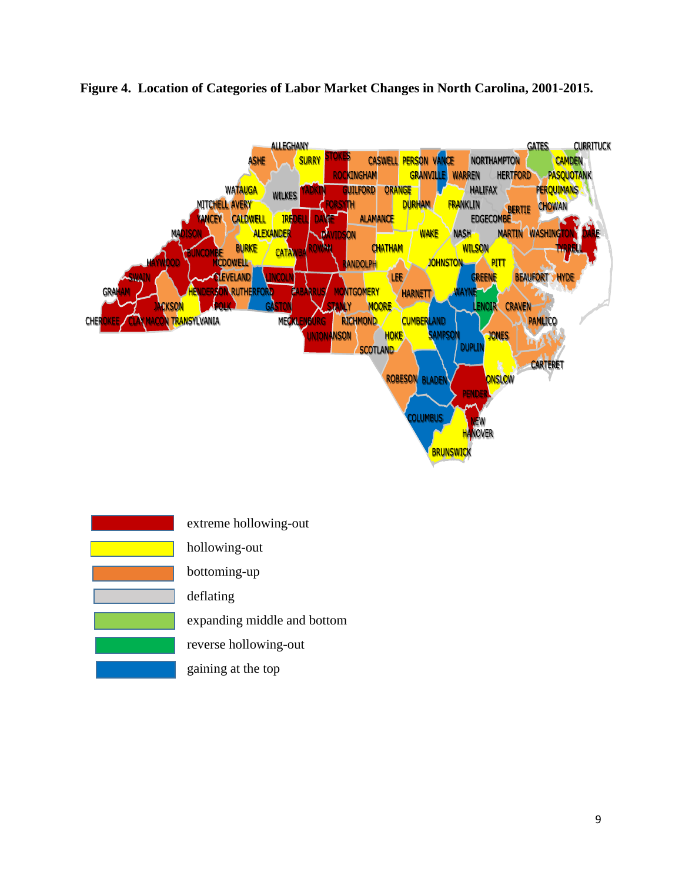**Figure 4. Location of Categories of Labor Market Changes in North Carolina, 2001-2015.**

- extreme hollowing-out
- hollowing-out
- bottoming-up
- deflating
- expanding middle and bottom
- reverse hollowing-out
- gaining at the top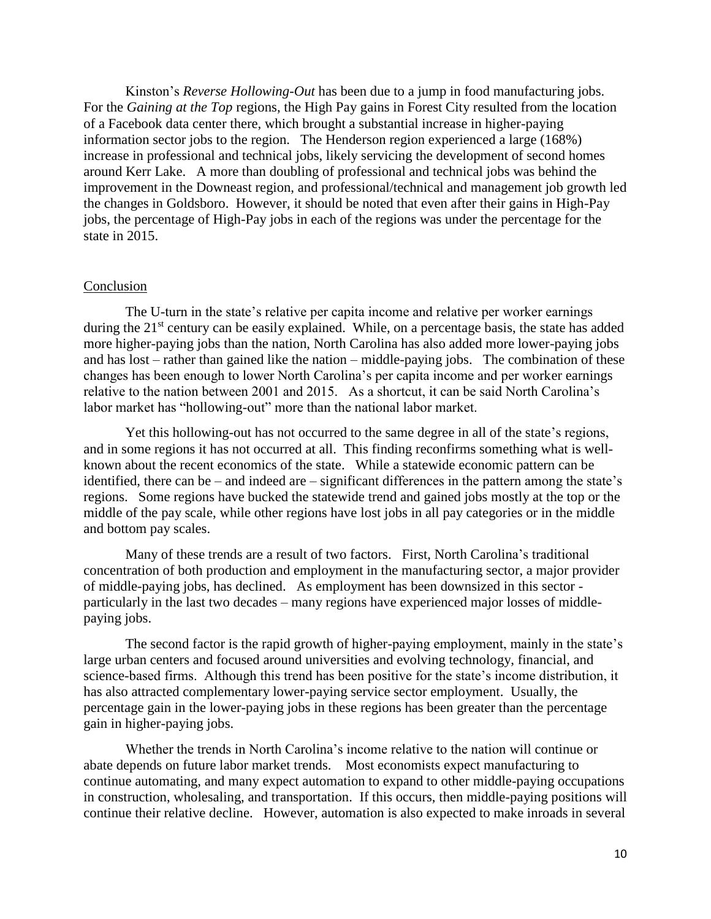Kinston's *Reverse Hollowing-Out* has been due to a jump in food manufacturing jobs. For the *Gaining at the Top* regions, the High Pay gains in Forest City resulted from the location of a Facebook data center there, which brought a substantial increase in higher-paying information sector jobs to the region. The Henderson region experienced a large (168%) increase in professional and technical jobs, likely servicing the development of second homes around Kerr Lake. A more than doubling of professional and technical jobs was behind the improvement in the Downeast region, and professional/technical and management job growth led the changes in Goldsboro. However, it should be noted that even after their gains in High-Pay jobs, the percentage of High-Pay jobs in each of the regions was under the percentage for the state in 2015.

## Conclusion

The U-turn in the state's relative per capita income and relative per worker earnings during the 21st century can be easily explained. While, on a percentage basis, the state has added more higher-paying jobs than the nation, North Carolina has also added more lower-paying jobs and has lost – rather than gained like the nation – middle-paying jobs. The combination of these changes has been enough to lower North Carolina's per capita income and per worker earnings relative to the nation between 2001 and 2015. As a shortcut, it can be said North Carolina's labor market has "hollowing-out" more than the national labor market.

Yet this hollowing-out has not occurred to the same degree in all of the state's regions, and in some regions it has not occurred at all. This finding reconfirms something what is well-known about the recent economics of the state. While a statewide economic pattern can be identified, there can be – and indeed are – significant differences in the pattern among the state's regions. Some regions have bucked the statewide trend and gained jobs mostly at the top or the middle of the pay scale, while other regions have lost jobs in all pay categories or in the middle and bottom pay scales.

Many of these trends are a result of two factors. First, North Carolina's traditional concentration of both production and employment in the manufacturing sector, a major provider of middle-paying jobs, has declined. As employment has been downsized in this sector - particularly in the last two decades – many regions have experienced major losses of middle-paying jobs.

The second factor is the rapid growth of higher-paying employment, mainly in the state's large urban centers and focused around universities and evolving technology, financial, and science-based firms. Although this trend has been positive for the state's income distribution, it has also attracted complementary lower-paying service sector employment. Usually, the percentage gain in the lower-paying jobs in these regions has been greater than the percentage gain in higher-paying jobs.

Whether the trends in North Carolina's income relative to the nation will continue or abate depends on future labor market trends. Most economists expect manufacturing to continue automating, and many expect automation to expand to other middle-paying occupations in construction, wholesaling, and transportation. If this occurs, then middle-paying positions will continue their relative decline. However, automation is also expected to make inroads in several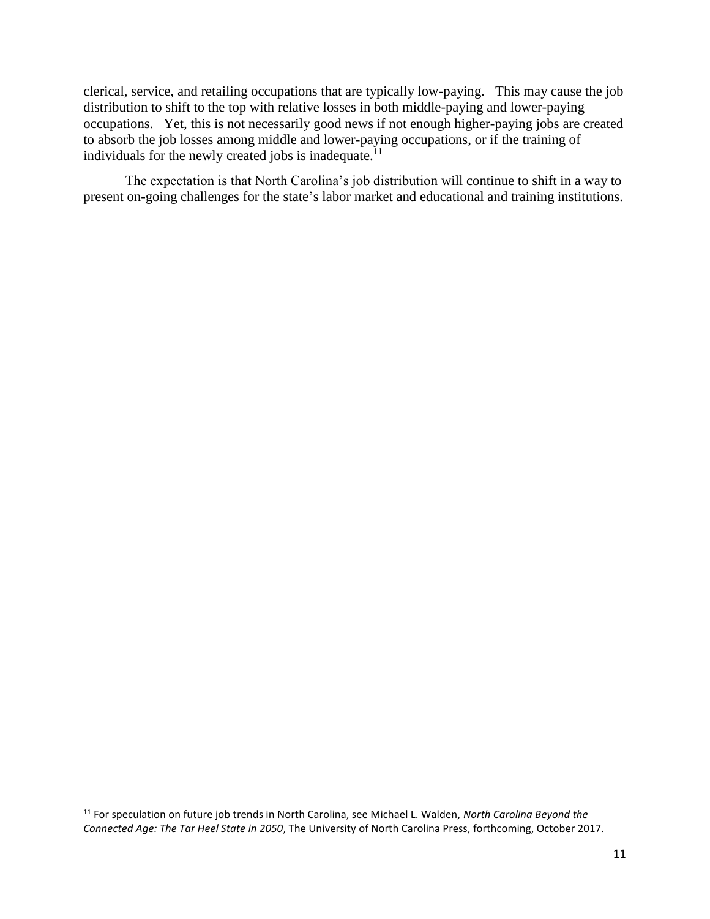clerical, service, and retailing occupations that are typically low-paying. This may cause the job distribution to shift to the top with relative losses in both middle-paying and lower-paying occupations. Yet, this is not necessarily good news if not enough higher-paying jobs are created to absorb the job losses among middle and lower-paying occupations, or if the training of individuals for the newly created jobs is inadequate.[11]

The expectation is that North Carolina's job distribution will continue to shift in a way to present on-going challenges for the state's labor market and educational and training institutions.

---

[11] For speculation on future job trends in North Carolina, see Michael L. Walden, *North Carolina Beyond the Connected Age: The Tar Heel State in 2050*, The University of North Carolina Press, forthcoming, October 2017.